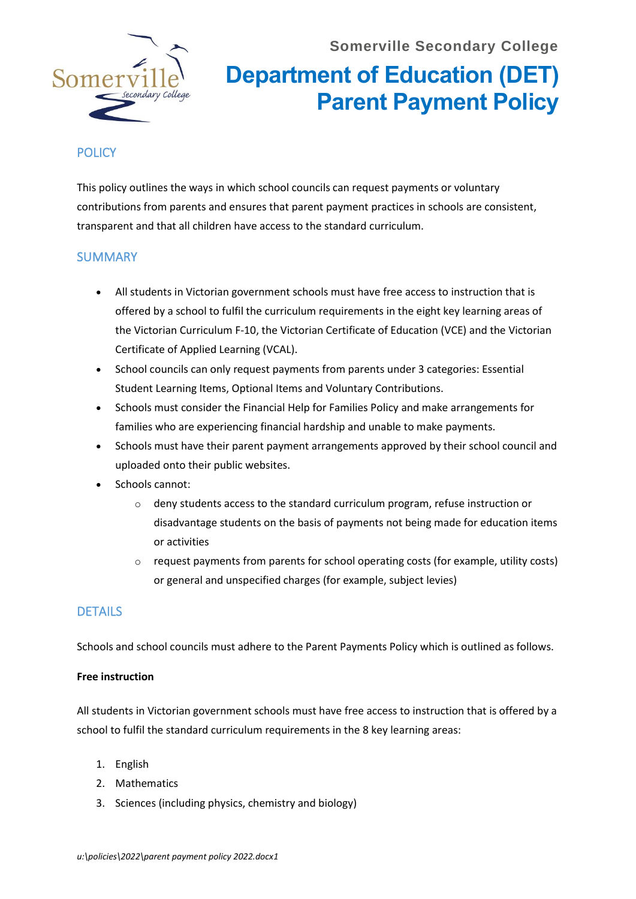Somerville Secondary College

# Department of Education (DET) Parent Payment Policy

## POLICY

This policy outlines the ways in which school councils can request payments or voluntary contributions from parents and ensures that parent payment practices in schools are consistent, transparent and that all children have access to the standard curriculum.

## SUMMARY

- All students in Victorian government schools must have free access to instruction that is offered by a school to fulfil the curriculum requirements in the eight key learning areas of the Victorian Curriculum F-10, the Victorian Certificate of Education (VCE) and the Victorian Certificate of Applied Learning (VCAL).
- School councils can only request payments from parents under 3 categories: Essential Student Learning Items, Optional Items and Voluntary Contributions.
- Schools must consider the Financial Help for Families Policy and make arrangements for families who are experiencing financial hardship and unable to make payments.
- Schools must have their parent payment arrangements approved by their school council and uploaded onto their public websites.
- Schools cannot:
    - deny students access to the standard curriculum program, refuse instruction or disadvantage students on the basis of payments not being made for education items or activities
    - request payments from parents for school operating costs (for example, utility costs) or general and unspecified charges (for example, subject levies)

## DETAILS

Schools and school councils must adhere to the Parent Payments Policy which is outlined as follows.

**Free instruction**

All students in Victorian government schools must have free access to instruction that is offered by a school to fulfil the standard curriculum requirements in the 8 key learning areas:

1. English
2. Mathematics
3. Sciences (including physics, chemistry and biology)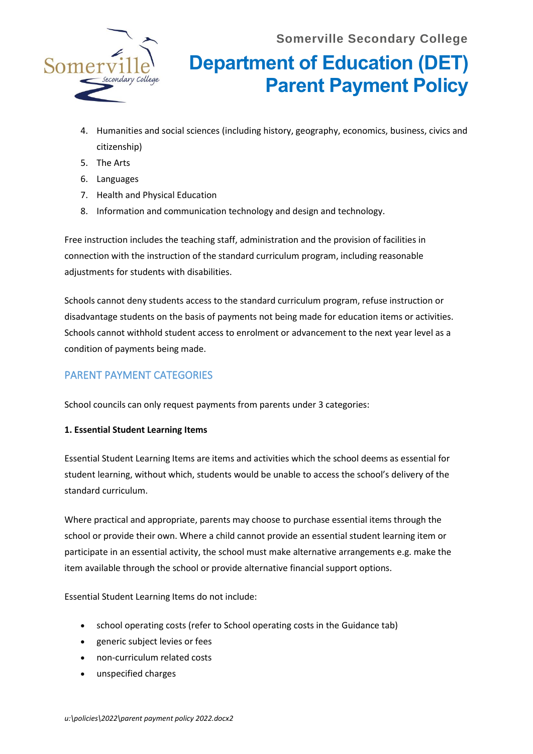4. Humanities and social sciences (including history, geography, economics, business, civics and citizenship)
5. The Arts
6. Languages
7. Health and Physical Education
8. Information and communication technology and design and technology.

Free instruction includes the teaching staff, administration and the provision of facilities in connection with the instruction of the standard curriculum program, including reasonable adjustments for students with disabilities.

Schools cannot deny students access to the standard curriculum program, refuse instruction or disadvantage students on the basis of payments not being made for education items or activities. Schools cannot withhold student access to enrolment or advancement to the next year level as a condition of payments being made.

## PARENT PAYMENT CATEGORIES

School councils can only request payments from parents under 3 categories:

**1. Essential Student Learning Items**

Essential Student Learning Items are items and activities which the school deems as essential for student learning, without which, students would be unable to access the school's delivery of the standard curriculum.

Where practical and appropriate, parents may choose to purchase essential items through the school or provide their own. Where a child cannot provide an essential student learning item or participate in an essential activity, the school must make alternative arrangements e.g. make the item available through the school or provide alternative financial support options.

Essential Student Learning Items do not include:

- school operating costs (refer to School operating costs in the Guidance tab)
- generic subject levies or fees
- non-curriculum related costs
- unspecified charges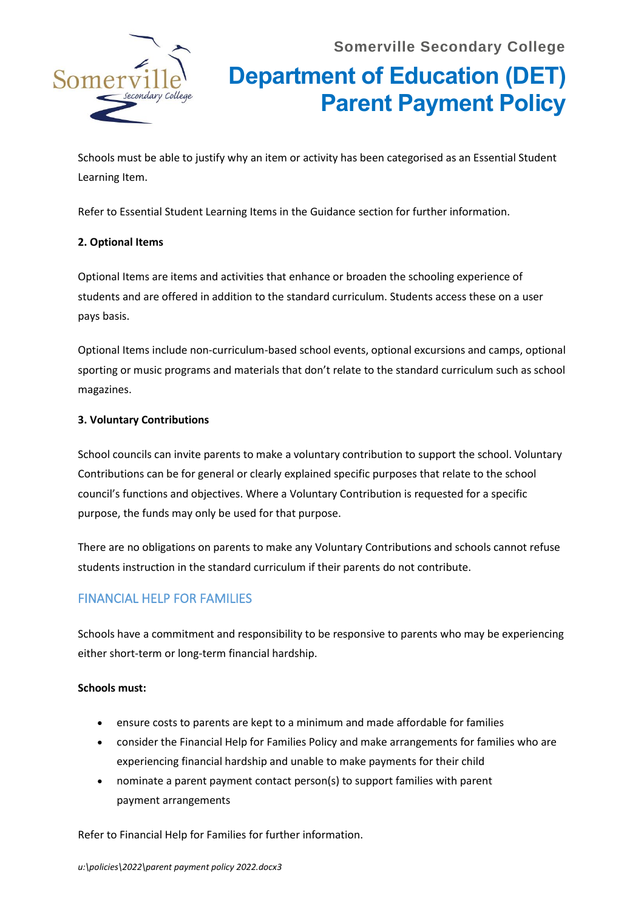Schools must be able to justify why an item or activity has been categorised as an Essential Student Learning Item.

Refer to Essential Student Learning Items in the Guidance section for further information.

**2. Optional Items**

Optional Items are items and activities that enhance or broaden the schooling experience of students and are offered in addition to the standard curriculum. Students access these on a user pays basis.

Optional Items include non-curriculum-based school events, optional excursions and camps, optional sporting or music programs and materials that don't relate to the standard curriculum such as school magazines.

**3. Voluntary Contributions**

School councils can invite parents to make a voluntary contribution to support the school. Voluntary Contributions can be for general or clearly explained specific purposes that relate to the school council's functions and objectives. Where a Voluntary Contribution is requested for a specific purpose, the funds may only be used for that purpose.

There are no obligations on parents to make any Voluntary Contributions and schools cannot refuse students instruction in the standard curriculum if their parents do not contribute.

## FINANCIAL HELP FOR FAMILIES

Schools have a commitment and responsibility to be responsive to parents who may be experiencing either short-term or long-term financial hardship.

**Schools must:**

- ensure costs to parents are kept to a minimum and made affordable for families
- consider the Financial Help for Families Policy and make arrangements for families who are experiencing financial hardship and unable to make payments for their child
- nominate a parent payment contact person(s) to support families with parent payment arrangements

Refer to Financial Help for Families for further information.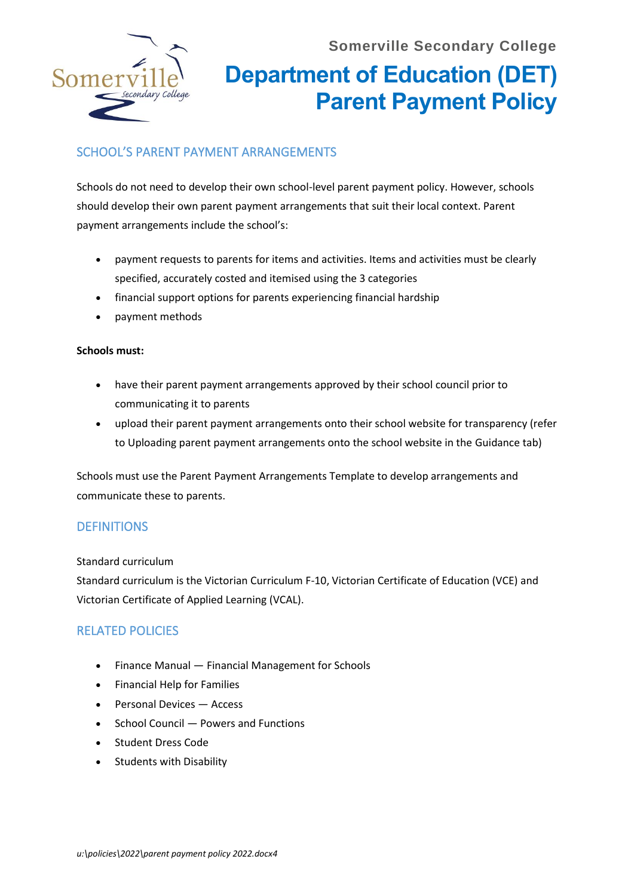## SCHOOL'S PARENT PAYMENT ARRANGEMENTS

Schools do not need to develop their own school-level parent payment policy. However, schools should develop their own parent payment arrangements that suit their local context. Parent payment arrangements include the school's:

- payment requests to parents for items and activities. Items and activities must be clearly specified, accurately costed and itemised using the 3 categories
- financial support options for parents experiencing financial hardship
- payment methods

**Schools must:**

- have their parent payment arrangements approved by their school council prior to communicating it to parents
- upload their parent payment arrangements onto their school website for transparency (refer to Uploading parent payment arrangements onto the school website in the Guidance tab)

Schools must use the Parent Payment Arrangements Template to develop arrangements and communicate these to parents.

## DEFINITIONS

Standard curriculum
Standard curriculum is the Victorian Curriculum F-10, Victorian Certificate of Education (VCE) and Victorian Certificate of Applied Learning (VCAL).

## RELATED POLICIES

- Finance Manual — Financial Management for Schools
- Financial Help for Families
- Personal Devices — Access
- School Council — Powers and Functions
- Student Dress Code
- Students with Disability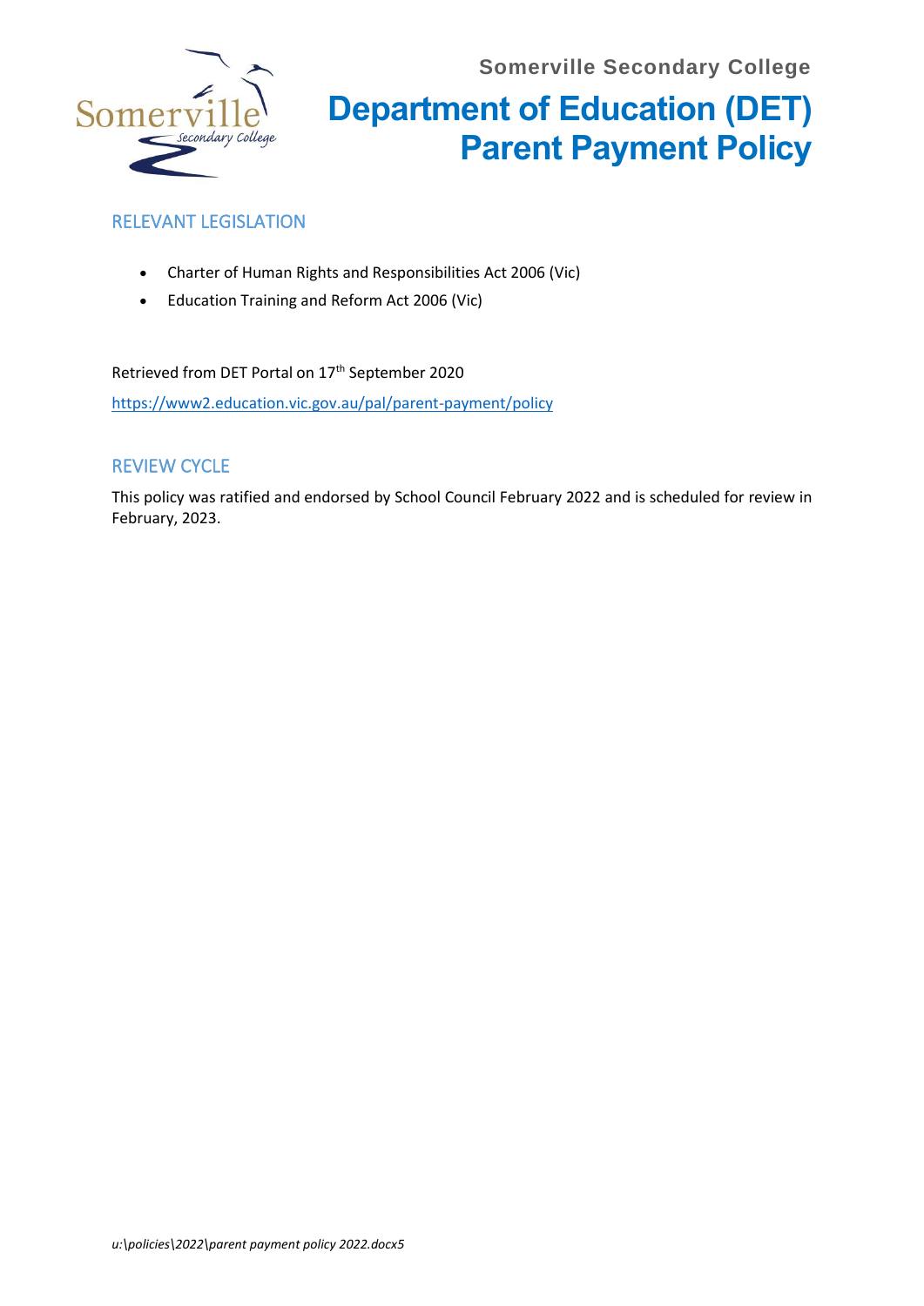## RELEVANT LEGISLATION

- Charter of Human Rights and Responsibilities Act 2006 (Vic)
- Education Training and Reform Act 2006 (Vic)

Retrieved from DET Portal on 17th September 2020

https://www2.education.vic.gov.au/pal/parent-payment/policy

## REVIEW CYCLE

This policy was ratified and endorsed by School Council February 2022 and is scheduled for review in February, 2023.